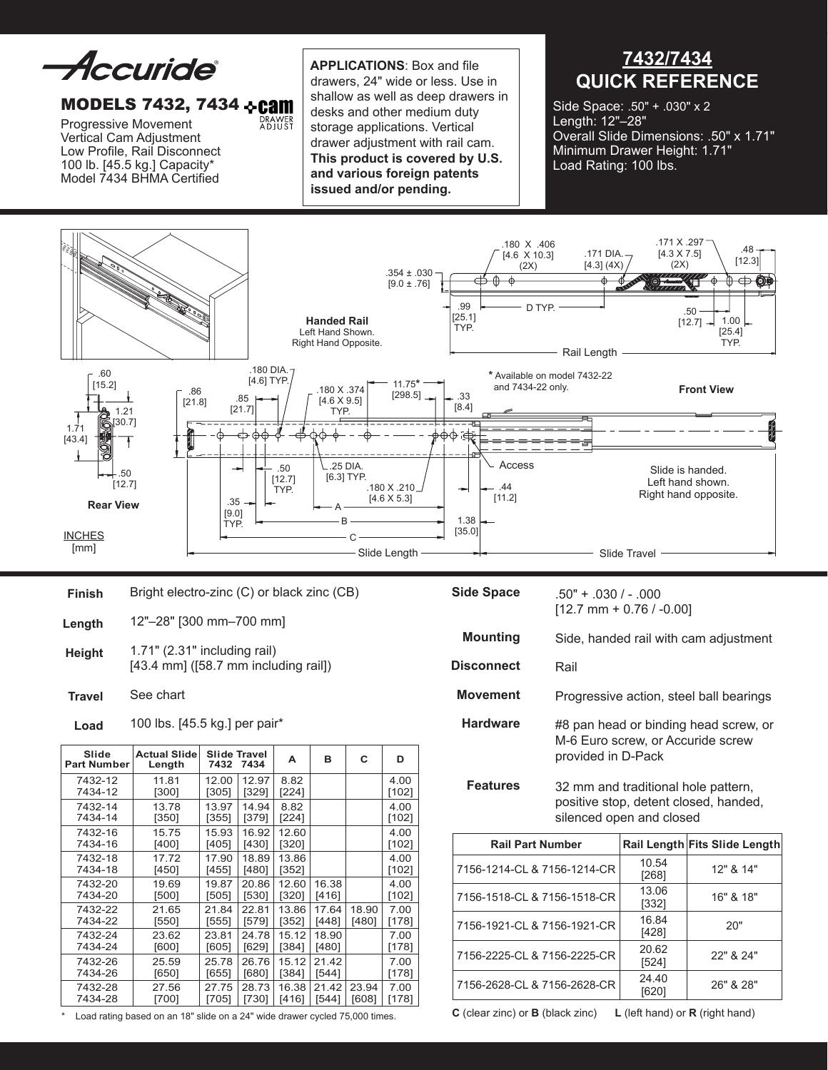# Accuride

## MODELS 7432, 7434

Progressive Movement
Vertical Cam Adjustment
Low Profile, Rail Disconnect
100 lb. [45.5 kg.] Capacity*
Model 7434 BHMA Certified

**APPLICATIONS**: Box and file drawers, 24" wide or less. Use in shallow as well as deep drawers in desks and other medium duty storage applications. Vertical drawer adjustment with rail cam. **This product is covered by U.S. and various foreign patents issued and/or pending.**

## 7432/7434 QUICK REFERENCE

Side Space: .50" + .030" x 2
Length: 12"–28"
Overall Slide Dimensions: .50" x 1.71"
Minimum Drawer Height: 1.71"
Load Rating: 100 lbs.

**Handed Rail**
Left Hand Shown.
Right Hand Opposite.

* Available on model 7432-22 and 7434-22 only.

**Front View**

Slide is handed.
Left hand shown.
Right hand opposite.

**Rear View**

INCHES
[mm]

| | |
|---|---|
| **Finish** | Bright electro-zinc (C) or black zinc (CB) |
| **Length** | 12"–28" [300 mm–700 mm] |
| **Height** | 1.71" (2.31" including rail) [43.4 mm] ([58.7 mm including rail]) |
| **Travel** | See chart |
| **Load** | 100 lbs. [45.5 kg.] per pair* |

| Slide Part Number | Actual Slide Length | Slide Travel 7432 | Slide Travel 7434 | A | B | C | D |
|---|---|---|---|---|---|---|---|
| 7432-12 7434-12 | 11.81 [300] | 12.00 [305] | 12.97 [329] | 8.82 [224] | | | 4.00 [102] |
| 7432-14 7434-14 | 13.78 [350] | 13.97 [355] | 14.94 [379] | 8.82 [224] | | | 4.00 [102] |
| 7432-16 7434-16 | 15.75 [400] | 15.93 [405] | 16.92 [430] | 12.60 [320] | | | 4.00 [102] |
| 7432-18 7434-18 | 17.72 [450] | 17.90 [455] | 18.89 [480] | 13.86 [352] | | | 4.00 [102] |
| 7432-20 7434-20 | 19.69 [500] | 19.87 [505] | 20.86 [530] | 12.60 [320] | 16.38 [416] | | 4.00 [102] |
| 7432-22 7434-22 | 21.65 [550] | 21.84 [555] | 22.81 [579] | 13.86 [352] | 17.64 [448] | 18.90 [480] | 7.00 [178] |
| 7432-24 7434-24 | 23.62 [600] | 23.81 [605] | 24.78 [629] | 15.12 [384] | 18.90 [480] | | 7.00 [178] |
| 7432-26 7434-26 | 25.59 [650] | 25.78 [655] | 26.76 [680] | 15.12 [384] | 21.42 [544] | | 7.00 [178] |
| 7432-28 7434-28 | 27.56 [700] | 27.75 [705] | 28.73 [730] | 16.38 [416] | 21.42 [544] | 23.94 [608] | 7.00 [178] |

* Load rating based on an 18" slide on a 24" wide drawer cycled 75,000 times.

| | |
|---|---|
| **Side Space** | .50" + .030 / - .000 [12.7 mm + 0.76 / -0.00] |
| **Mounting** | Side, handed rail with cam adjustment |
| **Disconnect** | Rail |
| **Movement** | Progressive action, steel ball bearings |
| **Hardware** | #8 pan head or binding head screw, or M-6 Euro screw, or Accuride screw provided in D-Pack |
| **Features** | 32 mm and traditional hole pattern, positive stop, detent closed, handed, silenced open and closed |

| Rail Part Number | Rail Length | Fits Slide Length |
|---|---|---|
| 7156-1214-CL & 7156-1214-CR | 10.54 [268] | 12" & 14" |
| 7156-1518-CL & 7156-1518-CR | 13.06 [332] | 16" & 18" |
| 7156-1921-CL & 7156-1921-CR | 16.84 [428] | 20" |
| 7156-2225-CL & 7156-2225-CR | 20.62 [524] | 22" & 24" |
| 7156-2628-CL & 7156-2628-CR | 24.40 [620] | 26" & 28" |

**C** (clear zinc) or **B** (black zinc)  **L** (left hand) or **R** (right hand)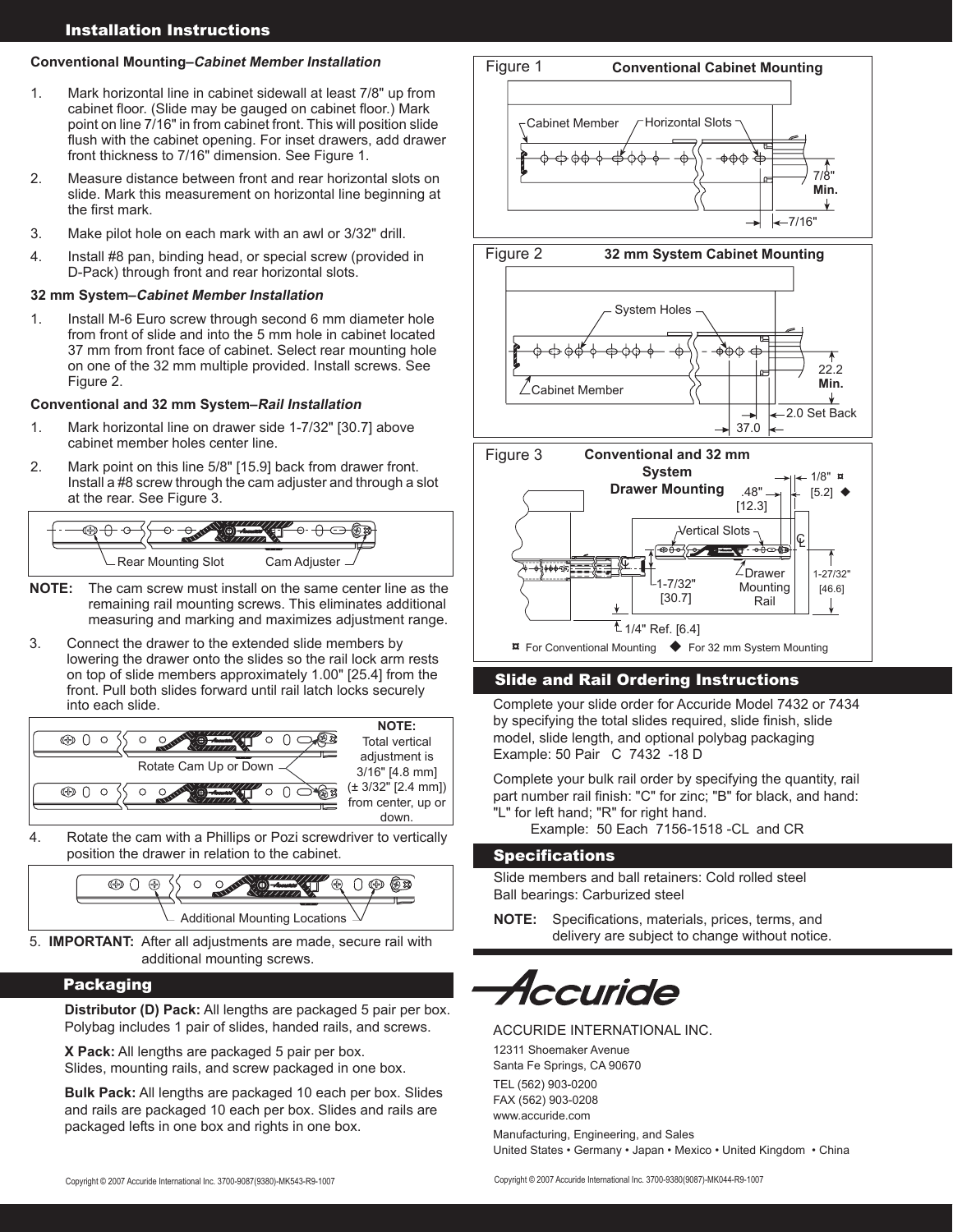## Installation Instructions

### Conventional Mounting–*Cabinet Member Installation*

1. Mark horizontal line in cabinet sidewall at least 7/8" up from cabinet floor. (Slide may be gauged on cabinet floor.) Mark point on line 7/16" in from cabinet front. This will position slide flush with the cabinet opening. For inset drawers, add drawer front thickness to 7/16" dimension. See Figure 1.
2. Measure distance between front and rear horizontal slots on slide. Mark this measurement on horizontal line beginning at the first mark.
3. Make pilot hole on each mark with an awl or 3/32" drill.
4. Install #8 pan, binding head, or special screw (provided in D-Pack) through front and rear horizontal slots.

### 32 mm System–*Cabinet Member Installation*

1. Install M-6 Euro screw through second 6 mm diameter hole from front of slide and into the 5 mm hole in cabinet located 37 mm from front face of cabinet. Select rear mounting hole on one of the 32 mm multiple provided. Install screws. See Figure 2.

### Conventional and 32 mm System–*Rail Installation*

1. Mark horizontal line on drawer side 1-7/32" [30.7] above cabinet member holes center line.
2. Mark point on this line 5/8" [15.9] back from drawer front. Install a #8 screw through the cam adjuster and through a slot at the rear. See Figure 3.

Rear Mounting Slot
Cam Adjuster

**NOTE:** The cam screw must install on the same center line as the remaining rail mounting screws. This eliminates additional measuring and marking and maximizes adjustment range.

3. Connect the drawer to the extended slide members by lowering the drawer onto the slides so the rail lock arm rests on top of slide members approximately 1.00" [25.4] from the front. Pull both slides forward until rail latch locks securely into each slide.

Rotate Cam Up or Down

**NOTE:** Total vertical adjustment is 3/16" [4.8 mm] (± 3/32" [2.4 mm]) from center, up or down.

4. Rotate the cam with a Phillips or Pozi screwdriver to vertically position the drawer in relation to the cabinet.

Additional Mounting Locations

5. **IMPORTANT:** After all adjustments are made, secure rail with additional mounting screws.

## Packaging

**Distributor (D) Pack:** All lengths are packaged 5 pair per box. Polybag includes 1 pair of slides, handed rails, and screws.

**X Pack:** All lengths are packaged 5 pair per box. Slides, mounting rails, and screw packaged in one box.

**Bulk Pack:** All lengths are packaged 10 each per box. Slides and rails are packaged 10 each per box. Slides and rails are packaged lefts in one box and rights in one box.

Figure 1 **Conventional Cabinet Mounting**

Cabinet Member
Horizontal Slots
7/8" **Min.**
7/16"

Figure 2 **32 mm System Cabinet Mounting**

System Holes
Cabinet Member
22.2 **Min.**
2.0 Set Back
37.0

Figure 3 **Conventional and 32 mm System Drawer Mounting**

.48" [12.3]
1/8" ¤ [5.2] ◆
Vertical Slots
Drawer Mounting Rail
1-7/32" [30.7]
1-27/32" [46.6]
1/4" Ref. [6.4]
¤ For Conventional Mounting ◆ For 32 mm System Mounting

## Slide and Rail Ordering Instructions

Complete your slide order for Accuride Model 7432 or 7434 by specifying the total slides required, slide finish, slide model, slide length, and optional polybag packaging
Example: 50 Pair C 7432 -18 D

Complete your bulk rail order by specifying the quantity, rail part number rail finish: "C" for zinc; "B" for black, and hand: "L" for left hand; "R" for right hand.
Example: 50 Each 7156-1518 -CL and CR

## Specifications

Slide members and ball retainers: Cold rolled steel
Ball bearings: Carburized steel

**NOTE:** Specifications, materials, prices, terms, and delivery are subject to change without notice.

Accuride

ACCURIDE INTERNATIONAL INC.
12311 Shoemaker Avenue
Santa Fe Springs, CA 90670
TEL (562) 903-0200
FAX (562) 903-0208
www.accuride.com
Manufacturing, Engineering, and Sales
United States • Germany • Japan • Mexico • United Kingdom • China

Copyright © 2007 Accuride International Inc. 3700-9087(9380)-MK543-R9-1007

Copyright © 2007 Accuride International Inc. 3700-9380(9087)-MK044-R9-1007